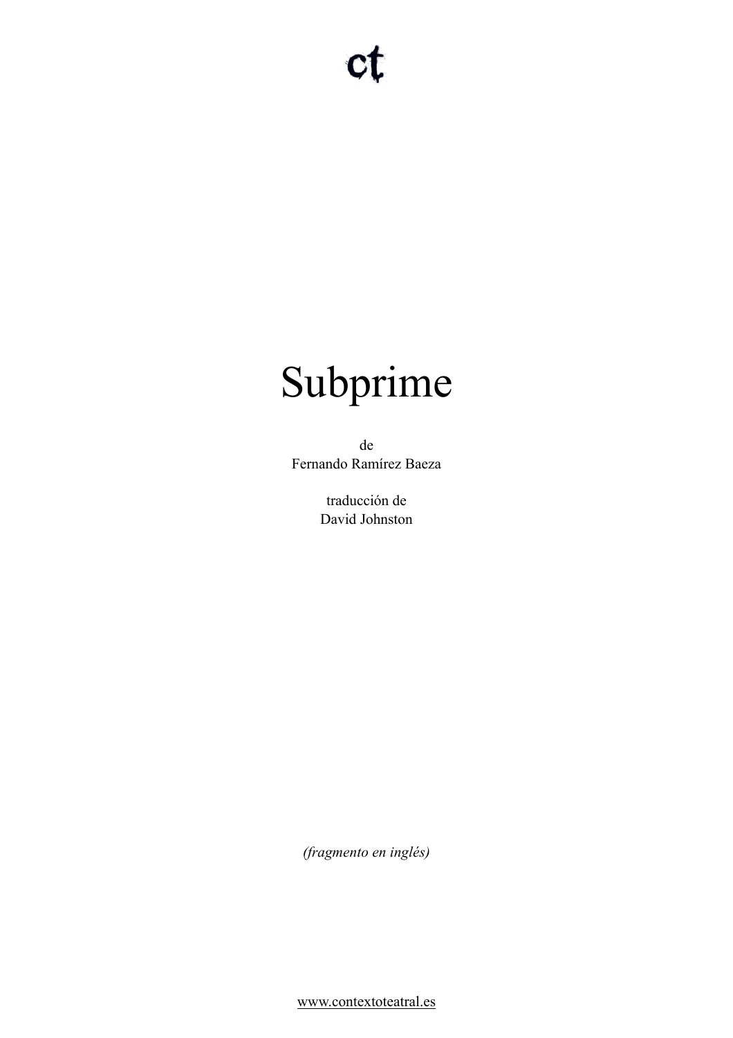ct

# Subprime

de
Fernando Ramírez Baeza

traducción de
David Johnston

*(fragmento en inglés)*

www.contextoteatral.es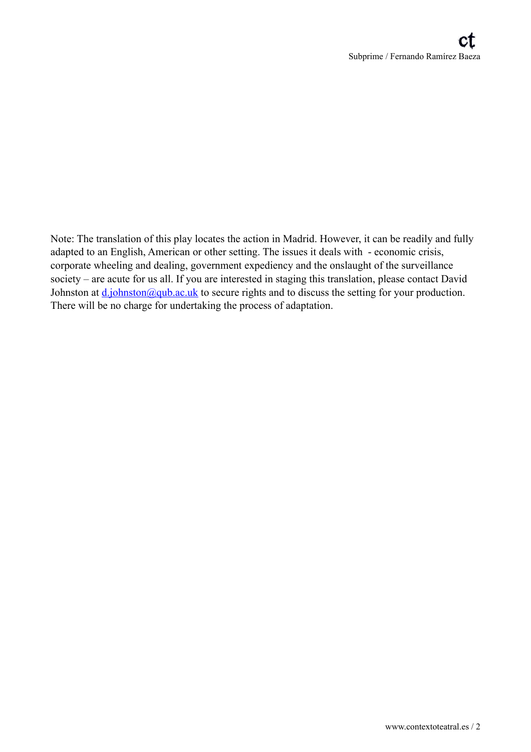Note: The translation of this play locates the action in Madrid. However, it can be readily and fully adapted to an English, American or other setting. The issues it deals with - economic crisis, corporate wheeling and dealing, government expediency and the onslaught of the surveillance society – are acute for us all. If you are interested in staging this translation, please contact David Johnston at [d.johnston@qub.ac.uk](mailto:d.johnston@qub.ac.uk) to secure rights and to discuss the setting for your production. There will be no charge for undertaking the process of adaptation.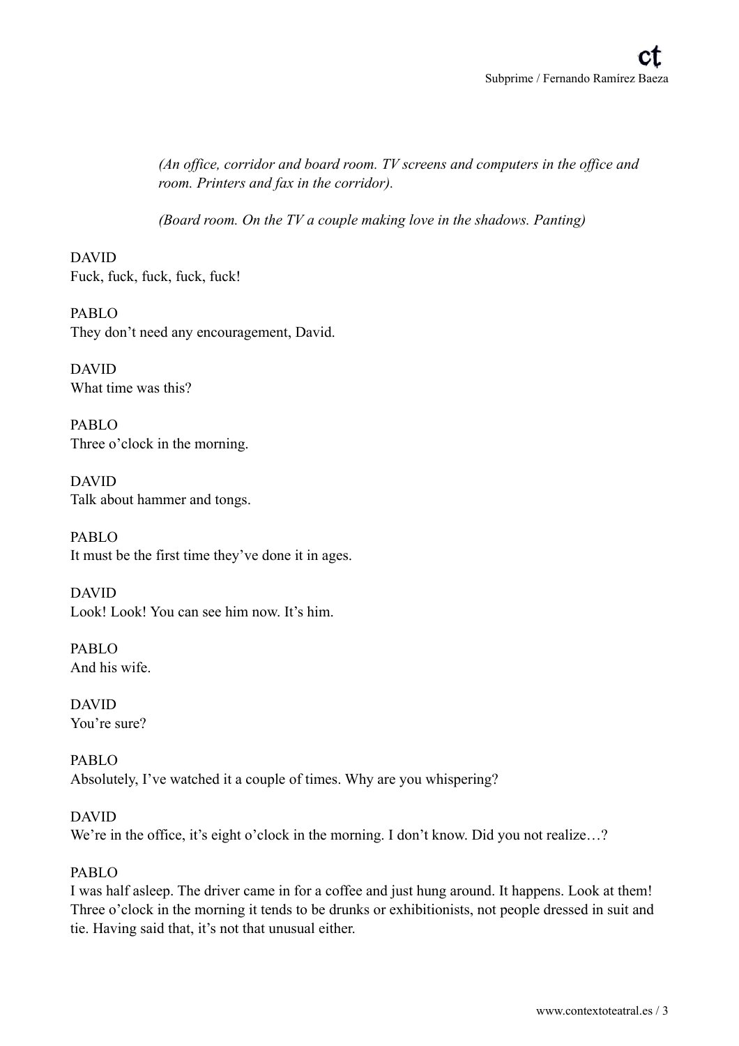*(An office, corridor and board room. TV screens and computers in the office and room. Printers and fax in the corridor).*

*(Board room. On the TV a couple making love in the shadows. Panting)*

DAVID
Fuck, fuck, fuck, fuck, fuck!

PABLO
They don't need any encouragement, David.

DAVID
What time was this?

PABLO
Three o'clock in the morning.

DAVID
Talk about hammer and tongs.

PABLO
It must be the first time they've done it in ages.

DAVID
Look! Look! You can see him now. It's him.

PABLO
And his wife.

DAVID
You're sure?

PABLO
Absolutely, I've watched it a couple of times. Why are you whispering?

DAVID
We're in the office, it's eight o'clock in the morning. I don't know. Did you not realize…?

PABLO
I was half asleep. The driver came in for a coffee and just hung around. It happens. Look at them! Three o'clock in the morning it tends to be drunks or exhibitionists, not people dressed in suit and tie. Having said that, it's not that unusual either.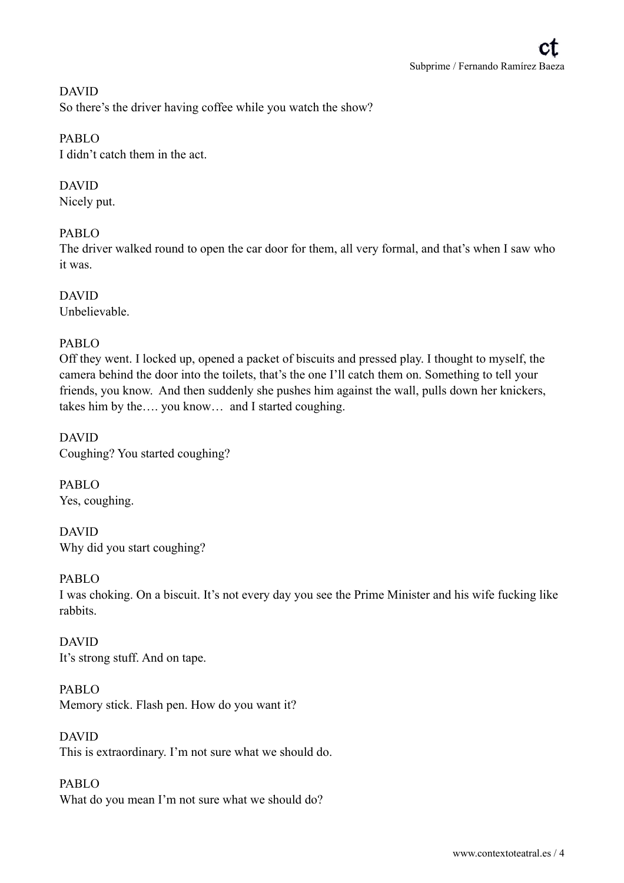DAVID
So there's the driver having coffee while you watch the show?

PABLO
I didn't catch them in the act.

DAVID
Nicely put.

PABLO
The driver walked round to open the car door for them, all very formal, and that's when I saw who it was.

DAVID
Unbelievable.

PABLO
Off they went. I locked up, opened a packet of biscuits and pressed play. I thought to myself, the camera behind the door into the toilets, that's the one I'll catch them on. Something to tell your friends, you know. And then suddenly she pushes him against the wall, pulls down her knickers, takes him by the…. you know… and I started coughing.

DAVID
Coughing? You started coughing?

PABLO
Yes, coughing.

DAVID
Why did you start coughing?

PABLO
I was choking. On a biscuit. It's not every day you see the Prime Minister and his wife fucking like rabbits.

DAVID
It's strong stuff. And on tape.

PABLO
Memory stick. Flash pen. How do you want it?

DAVID
This is extraordinary. I'm not sure what we should do.

PABLO
What do you mean I'm not sure what we should do?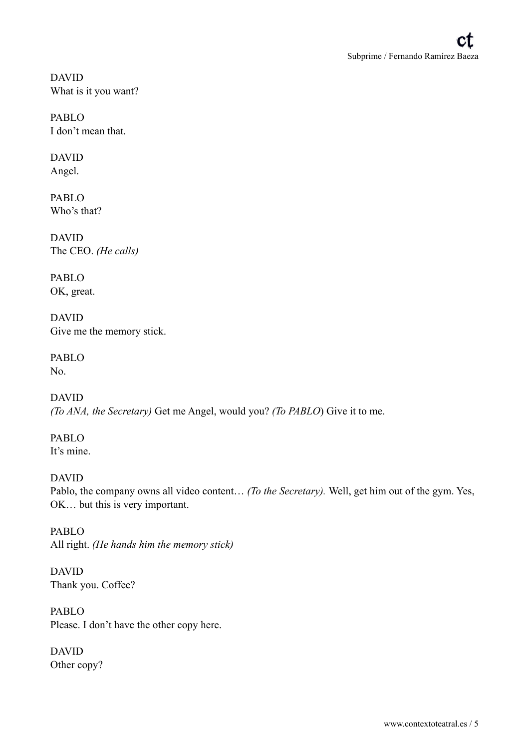DAVID
What is it you want?

PABLO
I don't mean that.

DAVID
Angel.

PABLO
Who's that?

DAVID
The CEO. *(He calls)*

PABLO
OK, great.

DAVID
Give me the memory stick.

PABLO
No.

DAVID
*(To ANA, the Secretary)* Get me Angel, would you? *(To PABLO*) Give it to me.

PABLO
It's mine.

DAVID
Pablo, the company owns all video content… *(To the Secretary).* Well, get him out of the gym. Yes, OK… but this is very important.

PABLO
All right. *(He hands him the memory stick)*

DAVID
Thank you. Coffee?

PABLO
Please. I don't have the other copy here.

DAVID
Other copy?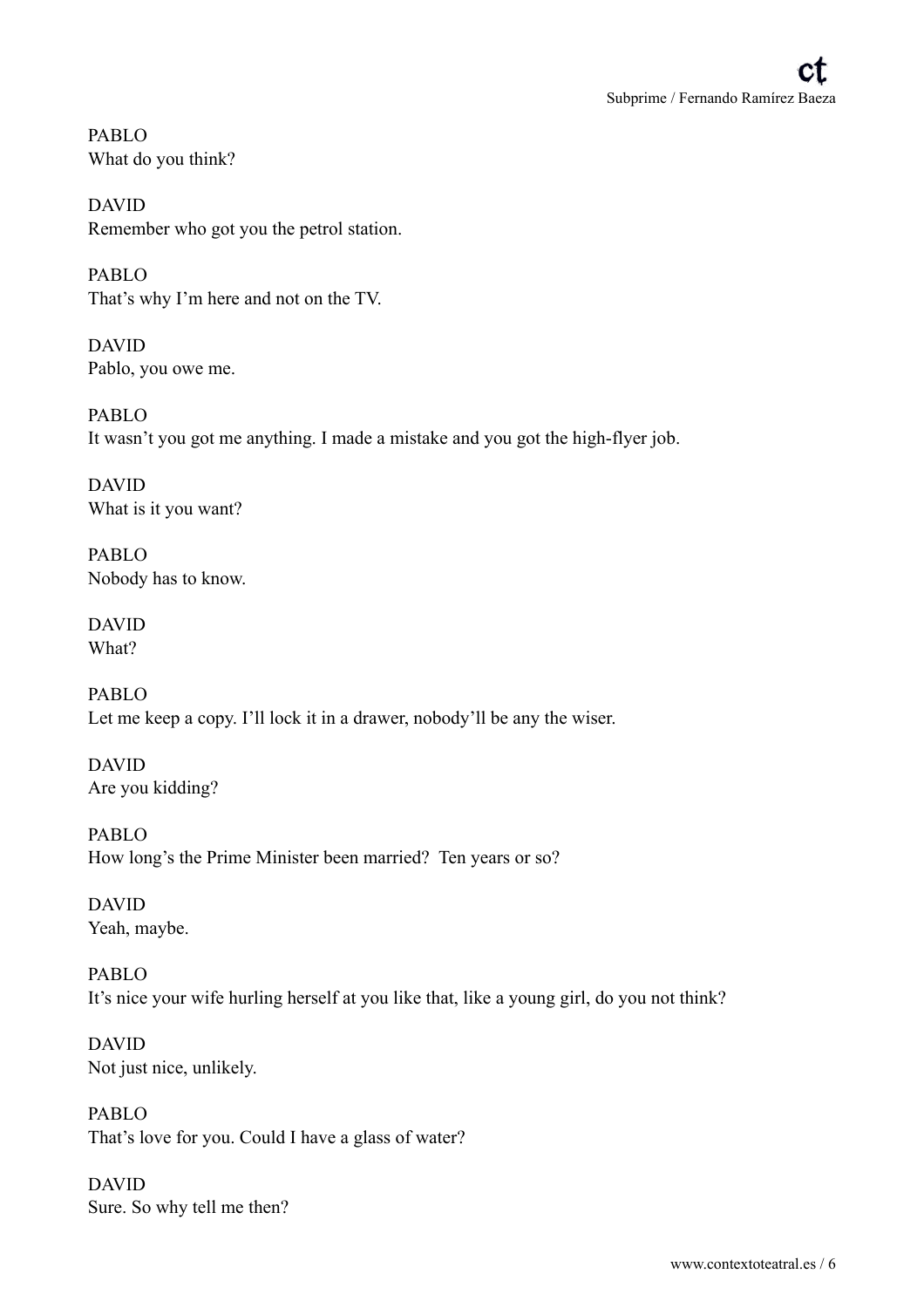PABLO
What do you think?

DAVID
Remember who got you the petrol station.

PABLO
That's why I'm here and not on the TV.

DAVID
Pablo, you owe me.

PABLO
It wasn't you got me anything. I made a mistake and you got the high-flyer job.

DAVID
What is it you want?

PABLO
Nobody has to know.

DAVID
What?

PABLO
Let me keep a copy. I'll lock it in a drawer, nobody'll be any the wiser.

DAVID
Are you kidding?

PABLO
How long's the Prime Minister been married? Ten years or so?

DAVID
Yeah, maybe.

PABLO
It's nice your wife hurling herself at you like that, like a young girl, do you not think?

DAVID
Not just nice, unlikely.

PABLO
That's love for you. Could I have a glass of water?

DAVID
Sure. So why tell me then?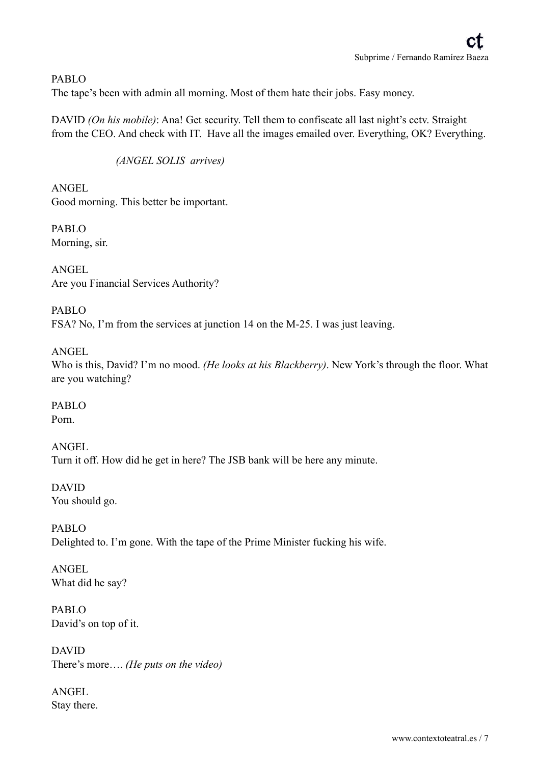PABLO
The tape's been with admin all morning. Most of them hate their jobs. Easy money.

DAVID *(On his mobile)*: Ana! Get security. Tell them to confiscate all last night's cctv. Straight from the CEO. And check with IT. Have all the images emailed over. Everything, OK? Everything.

*(ANGEL SOLIS arrives)*

ANGEL
Good morning. This better be important.

PABLO
Morning, sir.

ANGEL
Are you Financial Services Authority?

PABLO
FSA? No, I'm from the services at junction 14 on the M-25. I was just leaving.

ANGEL
Who is this, David? I'm no mood. *(He looks at his Blackberry)*. New York's through the floor. What are you watching?

PABLO
Porn.

ANGEL
Turn it off. How did he get in here? The JSB bank will be here any minute.

DAVID
You should go.

PABLO
Delighted to. I'm gone. With the tape of the Prime Minister fucking his wife.

ANGEL
What did he say?

PABLO
David's on top of it.

DAVID
There's more…. *(He puts on the video)*

ANGEL
Stay there.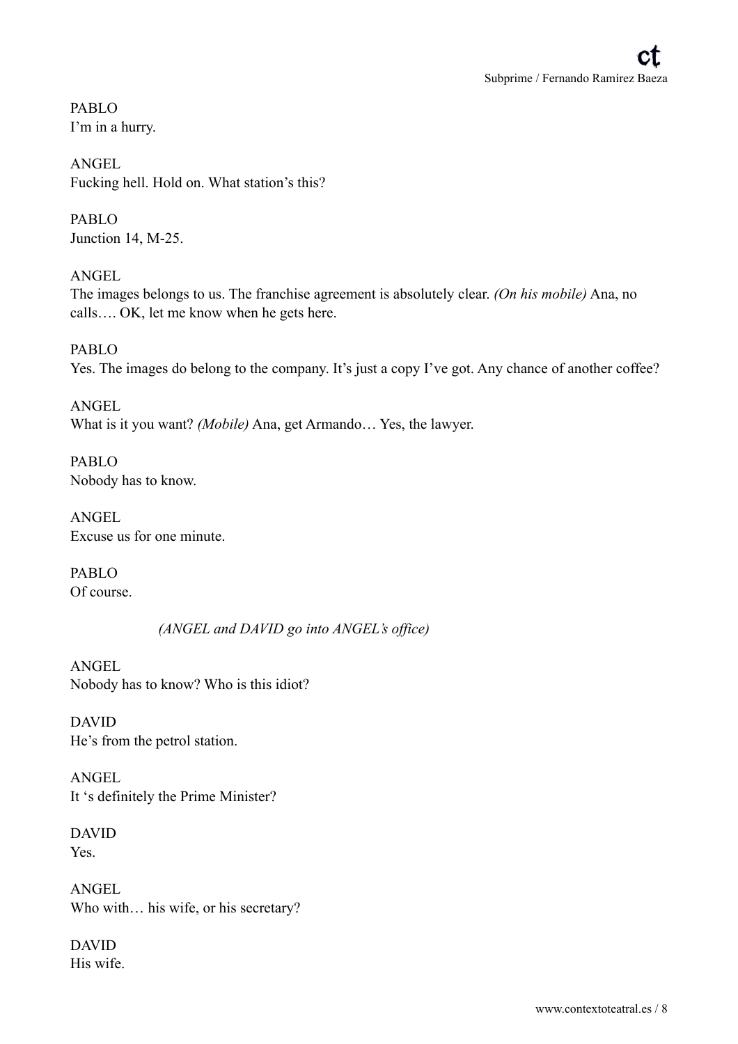PABLO
I'm in a hurry.

ANGEL
Fucking hell. Hold on. What station's this?

PABLO
Junction 14, M-25.

ANGEL
The images belongs to us. The franchise agreement is absolutely clear. *(On his mobile)* Ana, no calls…. OK, let me know when he gets here.

PABLO
Yes. The images do belong to the company. It's just a copy I've got. Any chance of another coffee?

ANGEL
What is it you want? *(Mobile)* Ana, get Armando… Yes, the lawyer.

PABLO
Nobody has to know.

ANGEL
Excuse us for one minute.

PABLO
Of course.

*(ANGEL and DAVID go into ANGEL's office)*

ANGEL
Nobody has to know? Who is this idiot?

DAVID
He's from the petrol station.

ANGEL
It 's definitely the Prime Minister?

DAVID
Yes.

ANGEL
Who with… his wife, or his secretary?

DAVID
His wife.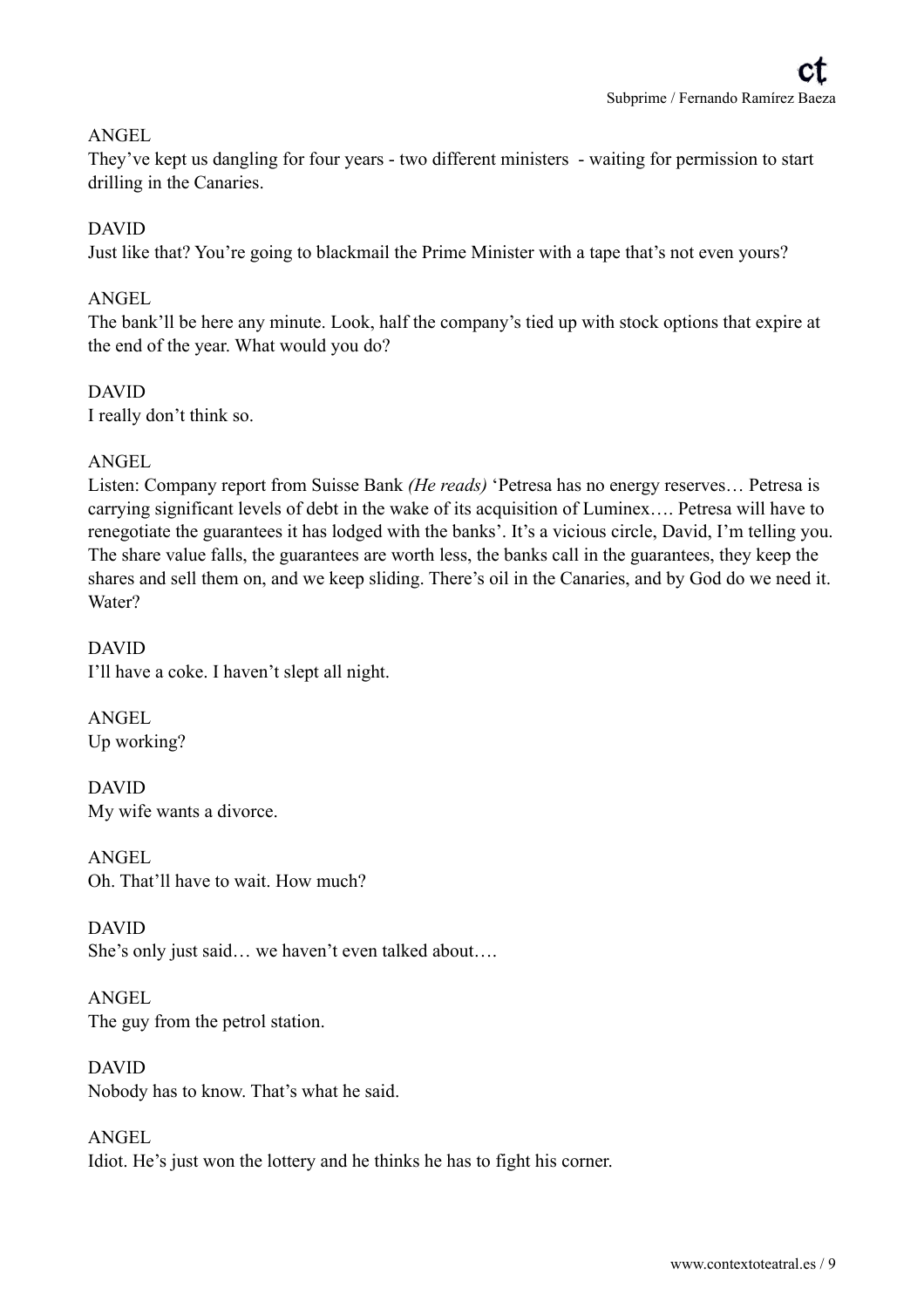ANGEL
They've kept us dangling for four years - two different ministers - waiting for permission to start drilling in the Canaries.

DAVID
Just like that? You're going to blackmail the Prime Minister with a tape that's not even yours?

ANGEL
The bank'll be here any minute. Look, half the company's tied up with stock options that expire at the end of the year. What would you do?

DAVID
I really don't think so.

ANGEL
Listen: Company report from Suisse Bank *(He reads)* 'Petresa has no energy reserves… Petresa is carrying significant levels of debt in the wake of its acquisition of Luminex…. Petresa will have to renegotiate the guarantees it has lodged with the banks'. It's a vicious circle, David, I'm telling you. The share value falls, the guarantees are worth less, the banks call in the guarantees, they keep the shares and sell them on, and we keep sliding. There's oil in the Canaries, and by God do we need it. Water?

DAVID
I'll have a coke. I haven't slept all night.

ANGEL
Up working?

DAVID
My wife wants a divorce.

ANGEL
Oh. That'll have to wait. How much?

DAVID
She's only just said… we haven't even talked about….

ANGEL
The guy from the petrol station.

DAVID
Nobody has to know. That's what he said.

ANGEL
Idiot. He's just won the lottery and he thinks he has to fight his corner.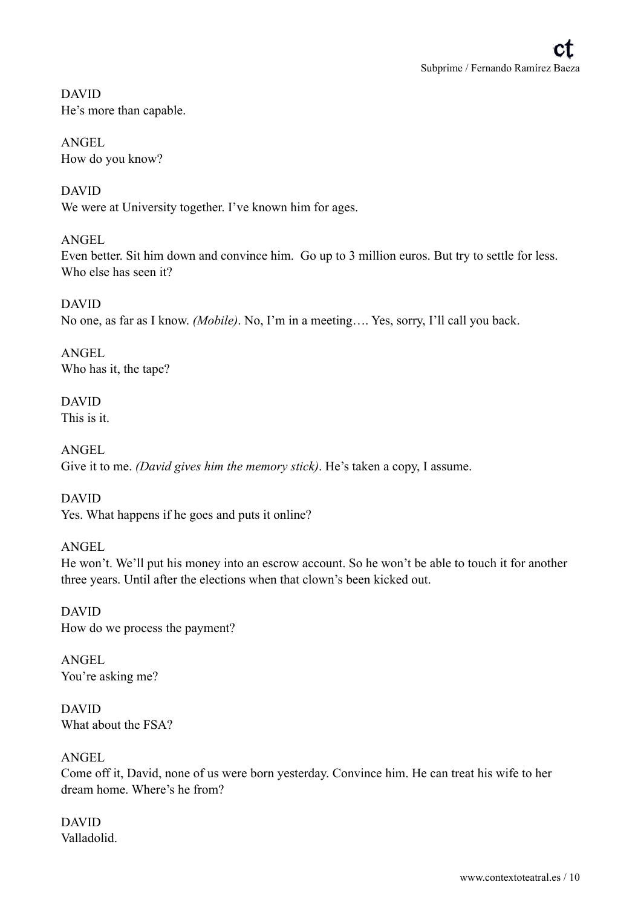DAVID
He's more than capable.

ANGEL
How do you know?

DAVID
We were at University together. I've known him for ages.

ANGEL
Even better. Sit him down and convince him. Go up to 3 million euros. But try to settle for less. Who else has seen it?

DAVID
No one, as far as I know. *(Mobile)*. No, I'm in a meeting…. Yes, sorry, I'll call you back.

ANGEL
Who has it, the tape?

DAVID
This is it.

ANGEL
Give it to me. *(David gives him the memory stick)*. He's taken a copy, I assume.

DAVID
Yes. What happens if he goes and puts it online?

ANGEL
He won't. We'll put his money into an escrow account. So he won't be able to touch it for another three years. Until after the elections when that clown's been kicked out.

DAVID
How do we process the payment?

ANGEL
You're asking me?

DAVID
What about the FSA?

ANGEL
Come off it, David, none of us were born yesterday. Convince him. He can treat his wife to her dream home. Where's he from?

DAVID
Valladolid.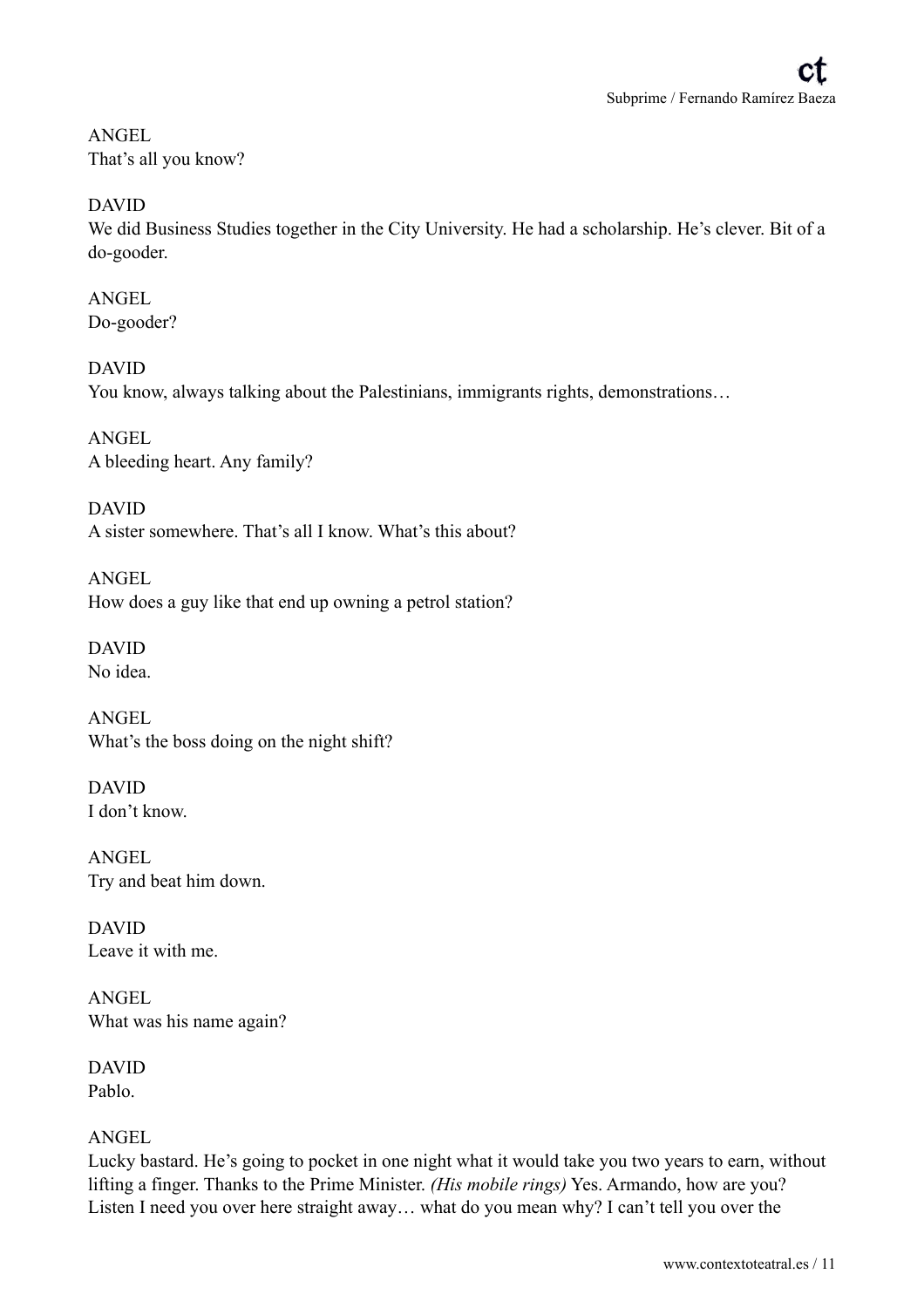ANGEL
That's all you know?

DAVID
We did Business Studies together in the City University. He had a scholarship. He's clever. Bit of a do-gooder.

ANGEL
Do-gooder?

DAVID
You know, always talking about the Palestinians, immigrants rights, demonstrations…

ANGEL
A bleeding heart. Any family?

DAVID
A sister somewhere. That's all I know. What's this about?

ANGEL
How does a guy like that end up owning a petrol station?

DAVID
No idea.

ANGEL
What's the boss doing on the night shift?

DAVID
I don't know.

ANGEL
Try and beat him down.

DAVID
Leave it with me.

ANGEL
What was his name again?

DAVID
Pablo.

ANGEL
Lucky bastard. He's going to pocket in one night what it would take you two years to earn, without lifting a finger. Thanks to the Prime Minister. *(His mobile rings)* Yes. Armando, how are you? Listen I need you over here straight away… what do you mean why? I can't tell you over the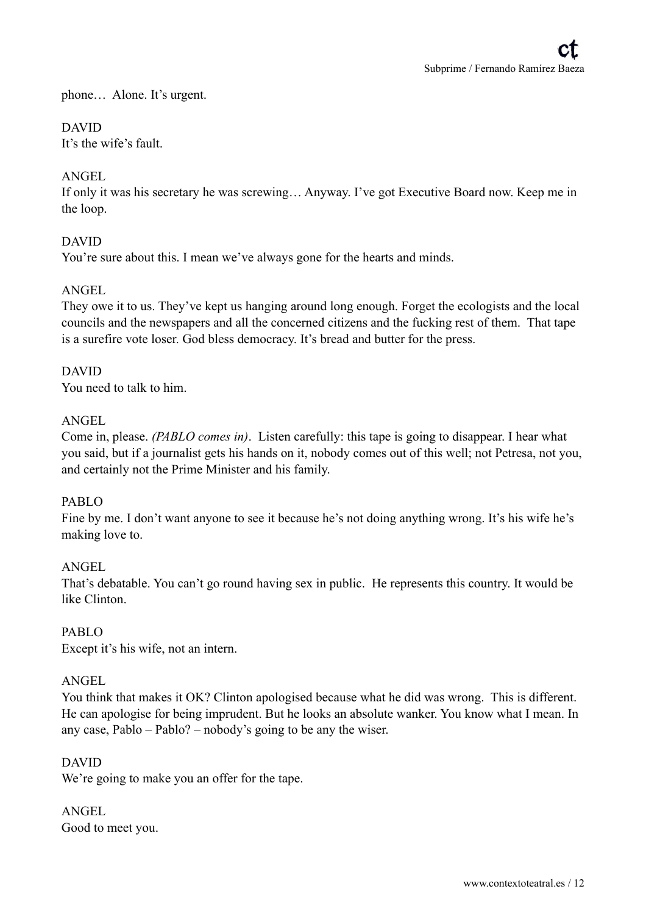phone… Alone. It's urgent.

DAVID
It's the wife's fault.

ANGEL
If only it was his secretary he was screwing… Anyway. I've got Executive Board now. Keep me in the loop.

DAVID
You're sure about this. I mean we've always gone for the hearts and minds.

ANGEL
They owe it to us. They've kept us hanging around long enough. Forget the ecologists and the local councils and the newspapers and all the concerned citizens and the fucking rest of them. That tape is a surefire vote loser. God bless democracy. It's bread and butter for the press.

DAVID
You need to talk to him.

ANGEL
Come in, please. *(PABLO comes in)*. Listen carefully: this tape is going to disappear. I hear what you said, but if a journalist gets his hands on it, nobody comes out of this well; not Petresa, not you, and certainly not the Prime Minister and his family.

PABLO
Fine by me. I don't want anyone to see it because he's not doing anything wrong. It's his wife he's making love to.

ANGEL
That's debatable. You can't go round having sex in public. He represents this country. It would be like Clinton.

PABLO
Except it's his wife, not an intern.

ANGEL
You think that makes it OK? Clinton apologised because what he did was wrong. This is different. He can apologise for being imprudent. But he looks an absolute wanker. You know what I mean. In any case, Pablo – Pablo? – nobody's going to be any the wiser.

DAVID
We're going to make you an offer for the tape.

ANGEL
Good to meet you.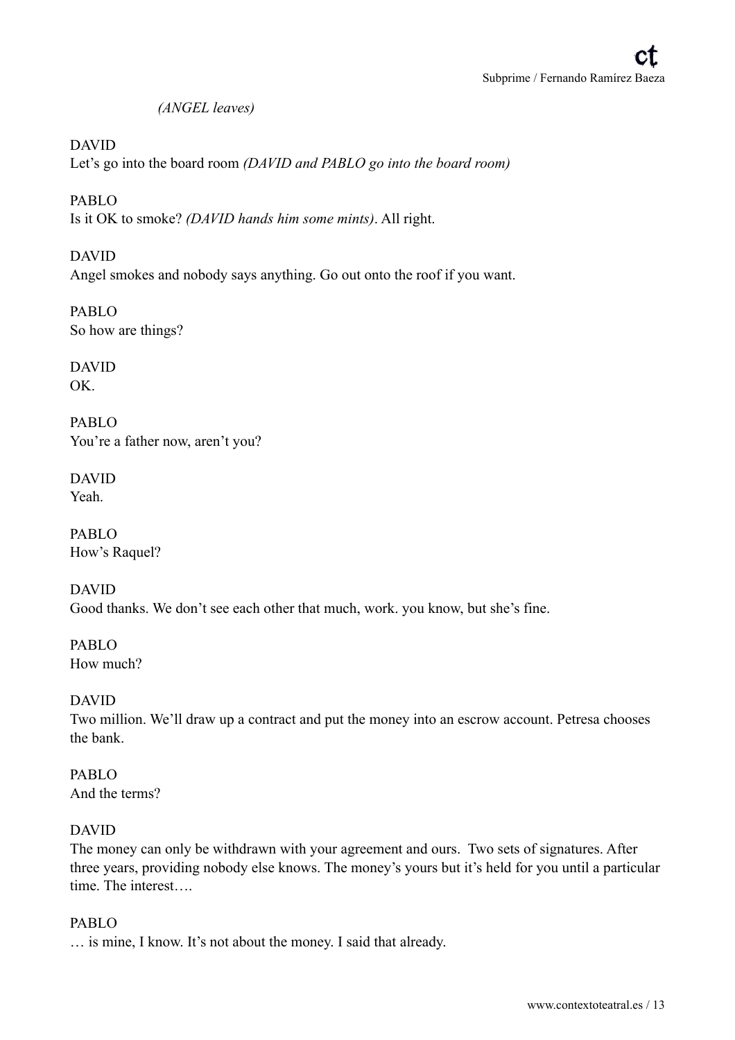*(ANGEL leaves)*

DAVID
Let's go into the board room *(DAVID and PABLO go into the board room)*

PABLO
Is it OK to smoke? *(DAVID hands him some mints)*. All right.

DAVID
Angel smokes and nobody says anything. Go out onto the roof if you want.

PABLO
So how are things?

DAVID
OK.

PABLO
You're a father now, aren't you?

DAVID
Yeah.

PABLO
How's Raquel?

DAVID
Good thanks. We don't see each other that much, work. you know, but she's fine.

PABLO
How much?

DAVID
Two million. We'll draw up a contract and put the money into an escrow account. Petresa chooses the bank.

PABLO
And the terms?

DAVID
The money can only be withdrawn with your agreement and ours. Two sets of signatures. After three years, providing nobody else knows. The money's yours but it's held for you until a particular time. The interest….

PABLO
… is mine, I know. It's not about the money. I said that already.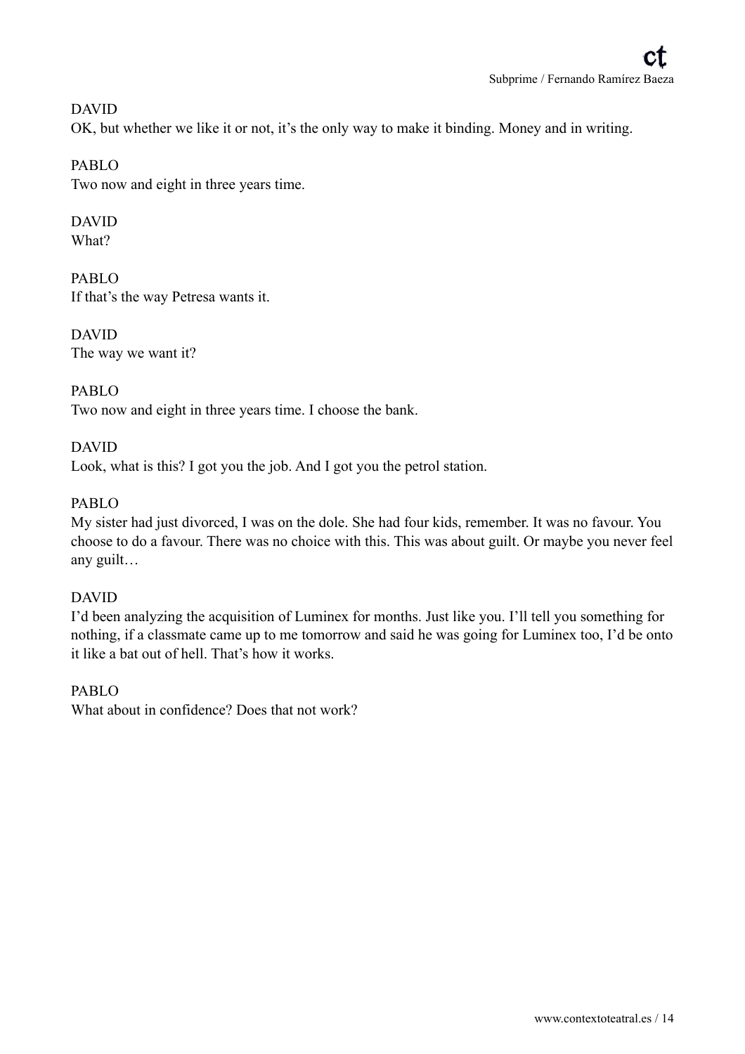DAVID
OK, but whether we like it or not, it's the only way to make it binding. Money and in writing.

PABLO
Two now and eight in three years time.

DAVID
What?

PABLO
If that's the way Petresa wants it.

DAVID
The way we want it?

PABLO
Two now and eight in three years time. I choose the bank.

DAVID
Look, what is this? I got you the job. And I got you the petrol station.

PABLO
My sister had just divorced, I was on the dole. She had four kids, remember. It was no favour. You choose to do a favour. There was no choice with this. This was about guilt. Or maybe you never feel any guilt…

DAVID
I'd been analyzing the acquisition of Luminex for months. Just like you. I'll tell you something for nothing, if a classmate came up to me tomorrow and said he was going for Luminex too, I'd be onto it like a bat out of hell. That's how it works.

PABLO
What about in confidence? Does that not work?